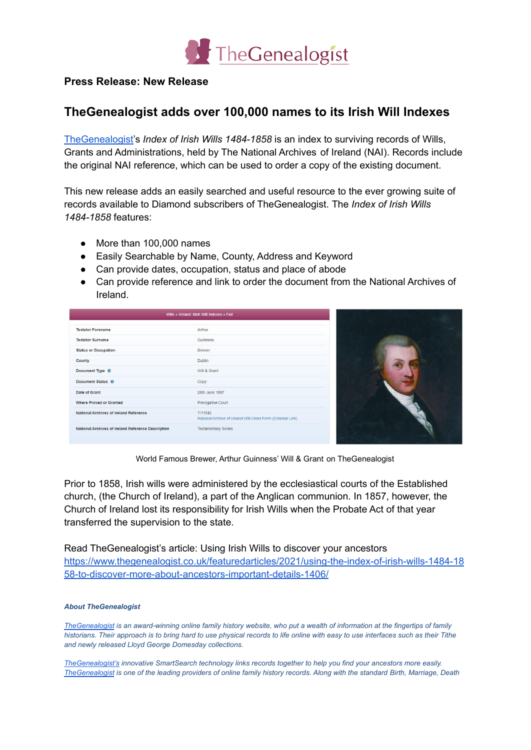**Press Release: New Release**

## TheGenealogist adds over 100,000 names to its Irish Will Indexes

TheGenealogist's *Index of Irish Wills 1484-1858* is an index to surviving records of Wills, Grants and Administrations, held by The National Archives of Ireland (NAI). Records include the original NAI reference, which can be used to order a copy of the existing document.

This new release adds an easily searched and useful resource to the ever growing suite of records available to Diamond subscribers of TheGenealogist. The *Index of Irish Wills 1484-1858* features:

- More than 100,000 names
- Easily Searchable by Name, County, Address and Keyword
- Can provide dates, occupation, status and place of abode
- Can provide reference and link to order the document from the National Archives of Ireland.

| Wills » Ireland: Irish Will Indexes » Full | |
|---|---|
| Testator Forename | Arthur |
| Testator Surname | Guinness |
| Status or Occupation | Brewer |
| County | Dublin |
| Document Type | Will & Grant |
| Document Status | Copy |
| Date of Grant | 26th June 1807 |
| Where Proved or Granted | Prerogative Court |
| National Archives of Ireland Reference | T/11542 National Archive of Ireland Will Order Form (External Link) |
| National Archives of Ireland Reference Description | Testamentary Series |

World Famous Brewer, Arthur Guinness' Will & Grant on TheGenealogist

Prior to 1858, Irish wills were administered by the ecclesiastical courts of the Established church, (the Church of Ireland), a part of the Anglican communion. In 1857, however, the Church of Ireland lost its responsibility for Irish Wills when the Probate Act of that year transferred the supervision to the state.

Read TheGenealogist's article: Using Irish Wills to discover your ancestors
https://www.thegenealogist.co.uk/featuredarticles/2021/using-the-index-of-irish-wills-1484-1858-to-discover-more-about-ancestors-important-details-1406/

***About TheGenealogist***

*TheGenealogist is an award-winning online family history website, who put a wealth of information at the fingertips of family historians. Their approach is to bring hard to use physical records to life online with easy to use interfaces such as their Tithe and newly released Lloyd George Domesday collections.*

*TheGenealogist's innovative SmartSearch technology links records together to help you find your ancestors more easily. TheGenealogist is one of the leading providers of online family history records. Along with the standard Birth, Marriage, Death*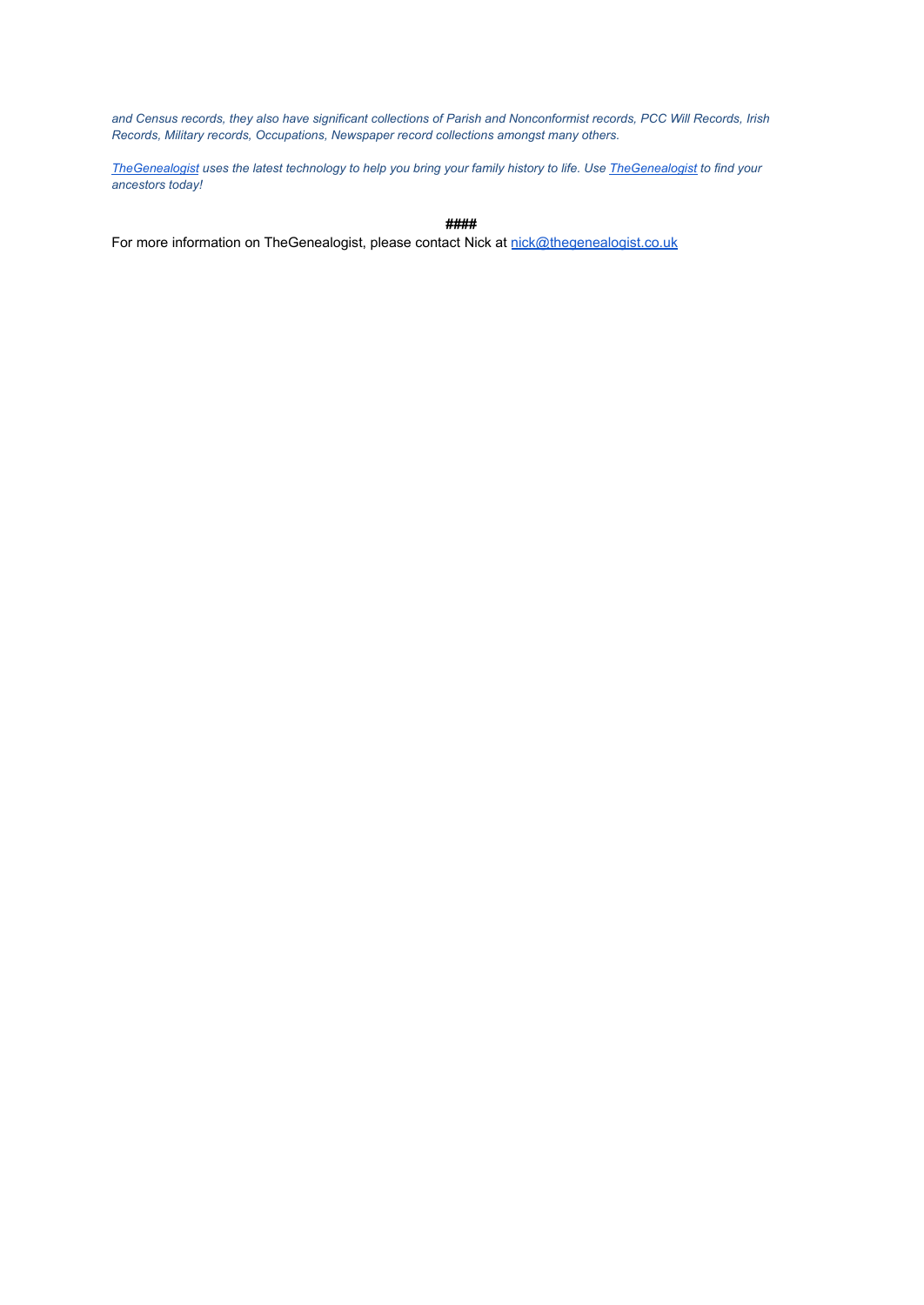*and Census records, they also have significant collections of Parish and Nonconformist records, PCC Will Records, Irish Records, Military records, Occupations, Newspaper record collections amongst many others.*

*[TheGenealogist](TheGenealogist) uses the latest technology to help you bring your family history to life. Use [TheGenealogist](TheGenealogist) to find your ancestors today!*

**####**

For more information on TheGenealogist, please contact Nick at [nick@thegenealogist.co.uk](mailto:nick@thegenealogist.co.uk)